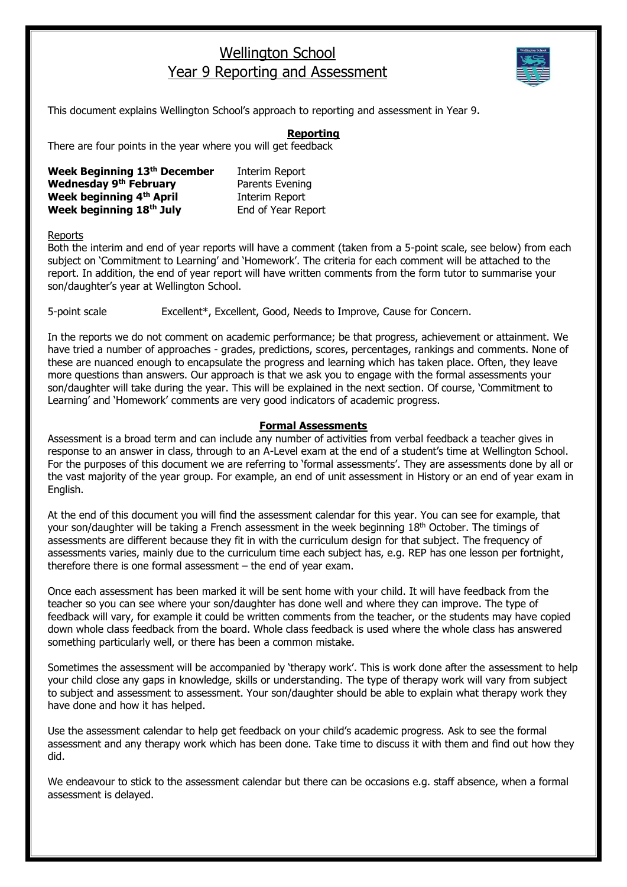# Wellington School
# Year 9 Reporting and Assessment

This document explains Wellington School's approach to reporting and assessment in Year 9.

## Reporting

There are four points in the year where you will get feedback

| | |
|---|---|
| **Week Beginning 13th December** | Interim Report |
| **Wednesday 9th February** | Parents Evening |
| **Week beginning 4th April** | Interim Report |
| **Week beginning 18th July** | End of Year Report |

### Reports

Both the interim and end of year reports will have a comment (taken from a 5-point scale, see below) from each subject on 'Commitment to Learning' and 'Homework'. The criteria for each comment will be attached to the report. In addition, the end of year report will have written comments from the form tutor to summarise your son/daughter's year at Wellington School.

5-point scale Excellent*, Excellent, Good, Needs to Improve, Cause for Concern.

In the reports we do not comment on academic performance; be that progress, achievement or attainment. We have tried a number of approaches - grades, predictions, scores, percentages, rankings and comments. None of these are nuanced enough to encapsulate the progress and learning which has taken place. Often, they leave more questions than answers. Our approach is that we ask you to engage with the formal assessments your son/daughter will take during the year. This will be explained in the next section. Of course, 'Commitment to Learning' and 'Homework' comments are very good indicators of academic progress.

## Formal Assessments

Assessment is a broad term and can include any number of activities from verbal feedback a teacher gives in response to an answer in class, through to an A-Level exam at the end of a student's time at Wellington School. For the purposes of this document we are referring to 'formal assessments'. They are assessments done by all or the vast majority of the year group. For example, an end of unit assessment in History or an end of year exam in English.

At the end of this document you will find the assessment calendar for this year. You can see for example, that your son/daughter will be taking a French assessment in the week beginning 18th October. The timings of assessments are different because they fit in with the curriculum design for that subject. The frequency of assessments varies, mainly due to the curriculum time each subject has, e.g. REP has one lesson per fortnight, therefore there is one formal assessment – the end of year exam.

Once each assessment has been marked it will be sent home with your child. It will have feedback from the teacher so you can see where your son/daughter has done well and where they can improve. The type of feedback will vary, for example it could be written comments from the teacher, or the students may have copied down whole class feedback from the board. Whole class feedback is used where the whole class has answered something particularly well, or there has been a common mistake.

Sometimes the assessment will be accompanied by 'therapy work'. This is work done after the assessment to help your child close any gaps in knowledge, skills or understanding. The type of therapy work will vary from subject to subject and assessment to assessment. Your son/daughter should be able to explain what therapy work they have done and how it has helped.

Use the assessment calendar to help get feedback on your child's academic progress. Ask to see the formal assessment and any therapy work which has been done. Take time to discuss it with them and find out how they did.

We endeavour to stick to the assessment calendar but there can be occasions e.g. staff absence, when a formal assessment is delayed.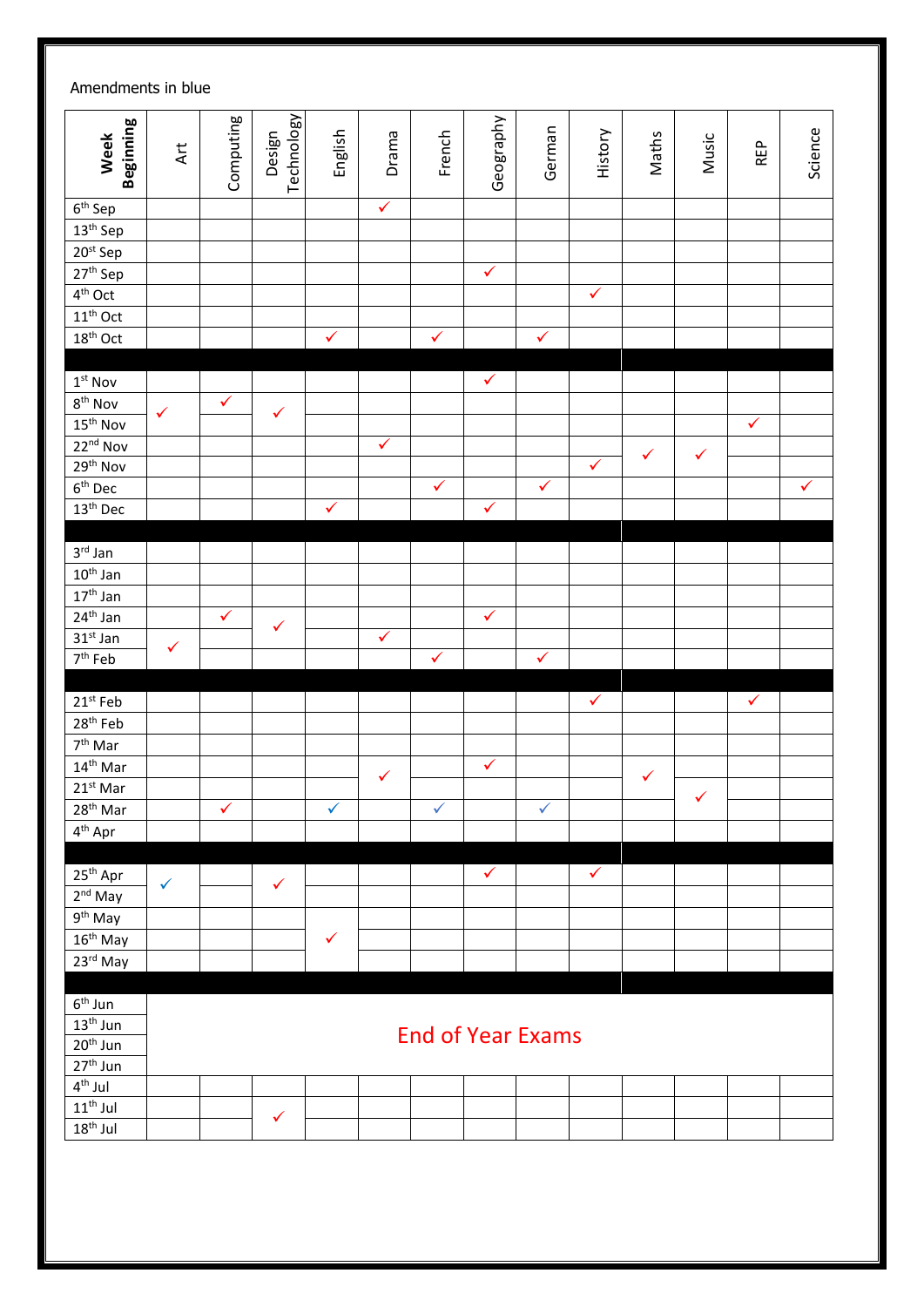Amendments in blue

| Week Beginning | Art | Computing | Design Technology | English | Drama | French | Geography | German | History | Maths | Music | REP | Science |
|---|---|---|---|---|---|---|---|---|---|---|---|---|---|
| 6th Sep | | | | | ✓ | | | | | | | | |
| 13th Sep | | | | | | | | | | | | | |
| 20st Sep | | | | | | | | | | | | | |
| 27th Sep | | | | | | | ✓ | | | | | | |
| 4th Oct | | | | | | | | | ✓ | | | | |
| 11th Oct | | | | | | | | | | | | | |
| 18th Oct | | | | ✓ | | ✓ | | ✓ | | | | | |
| | | | | | | | | | | | | | |
| 1st Nov | | | | | | | ✓ | | | | | | |
| 8th Nov | ✓ | ✓ | ✓ | | | | | | | | | | |
| 15th Nov | | | | | | | | | | | | ✓ | |
| 22nd Nov | | | | | ✓ | | | | | ✓ | ✓ | | |
| 29th Nov | | | | | | | | | ✓ | | | | |
| 6th Dec | | | | | | ✓ | | ✓ | | | | | ✓ |
| 13th Dec | | | | ✓ | | | ✓ | | | | | | |
| | | | | | | | | | | | | | |
| 3rd Jan | | | | | | | | | | | | | |
| 10th Jan | | | | | | | | | | | | | |
| 17th Jan | | | | | | | | | | | | | |
| 24th Jan | | ✓ | ✓ | | | | ✓ | | | | | | |
| 31st Jan | ✓ | | | | ✓ | | | | | | | | |
| 7th Feb | | | | | | ✓ | | ✓ | | | | | |
| | | | | | | | | | | | | | |
| 21st Feb | | | | | | | | | ✓ | | | ✓ | |
| 28th Feb | | | | | | | | | | | | | |
| 7th Mar | | | | | | | | | | | | | |
| 14th Mar | | | | | ✓ | | ✓ | | | ✓ | | | |
| 21st Mar | | | | | | | | | | | ✓ | | |
| 28th Mar | | ✓ | | ✓ | | ✓ | | ✓ | | | | | |
| 4th Apr | | | | | | | | | | | | | |
| | | | | | | | | | | | | | |
| 25th Apr | ✓ | | ✓ | | | | ✓ | | ✓ | | | | |
| 2nd May | | | | | | | | | | | | | |
| 9th May | | | | | | | | | | | | | |
| 16th May | | | | ✓ | | | | | | | | | |
| 23rd May | | | | | | | | | | | | | |
| | | | | | | | | | | | | | |
| 6th Jun | End of Year Exams | | | | | | | | | | | | |
| 13th Jun | | | | | | | | | | | | | |
| 20th Jun | | | | | | | | | | | | | |
| 27th Jun | | | | | | | | | | | | | |
| 4th Jul | | | | | | | | | | | | | |
| 11th Jul | | | ✓ | | | | | | | | | | |
| 18th Jul | | | | | | | | | | | | | |